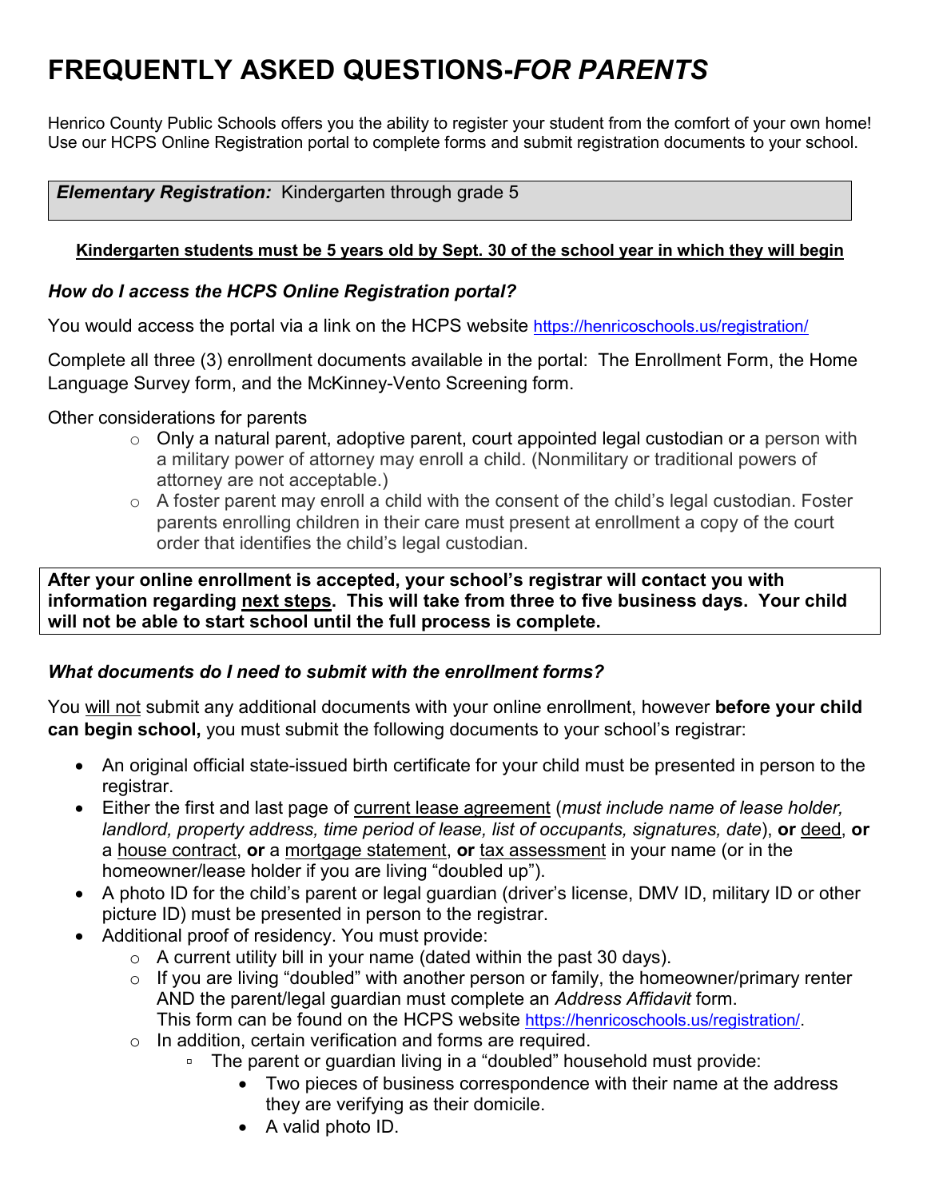# FREQUENTLY ASKED QUESTIONS-*FOR PARENTS*

Henrico County Public Schools offers you the ability to register your student from the comfort of your own home! Use our HCPS Online Registration portal to complete forms and submit registration documents to your school.

***Elementary Registration:*** Kindergarten through grade 5

**Kindergarten students must be 5 years old by Sept. 30 of the school year in which they will begin**

### *How do I access the HCPS Online Registration portal?*

You would access the portal via a link on the HCPS website https://henricoschools.us/registration/

Complete all three (3) enrollment documents available in the portal: The Enrollment Form, the Home Language Survey form, and the McKinney-Vento Screening form.

Other considerations for parents

- Only a natural parent, adoptive parent, court appointed legal custodian or a person with a military power of attorney may enroll a child. (Nonmilitary or traditional powers of attorney are not acceptable.)
- A foster parent may enroll a child with the consent of the child's legal custodian. Foster parents enrolling children in their care must present at enrollment a copy of the court order that identifies the child's legal custodian.

**After your online enrollment is accepted, your school's registrar will contact you with information regarding next steps. This will take from three to five business days. Your child will not be able to start school until the full process is complete.**

### *What documents do I need to submit with the enrollment forms?*

You will not submit any additional documents with your online enrollment, however **before your child can begin school,** you must submit the following documents to your school's registrar:

- An original official state-issued birth certificate for your child must be presented in person to the registrar.
- Either the first and last page of current lease agreement (*must include name of lease holder, landlord, property address, time period of lease, list of occupants, signatures, date*), **or** deed, **or** a house contract, **or** a mortgage statement, **or** tax assessment in your name (or in the homeowner/lease holder if you are living "doubled up").
- A photo ID for the child's parent or legal guardian (driver's license, DMV ID, military ID or other picture ID) must be presented in person to the registrar.
- Additional proof of residency. You must provide:
  - A current utility bill in your name (dated within the past 30 days).
  - If you are living "doubled" with another person or family, the homeowner/primary renter AND the parent/legal guardian must complete an *Address Affidavit* form. This form can be found on the HCPS website https://henricoschools.us/registration/.
  - In addition, certain verification and forms are required.
    - The parent or guardian living in a "doubled" household must provide:
      - Two pieces of business correspondence with their name at the address they are verifying as their domicile.
      - A valid photo ID.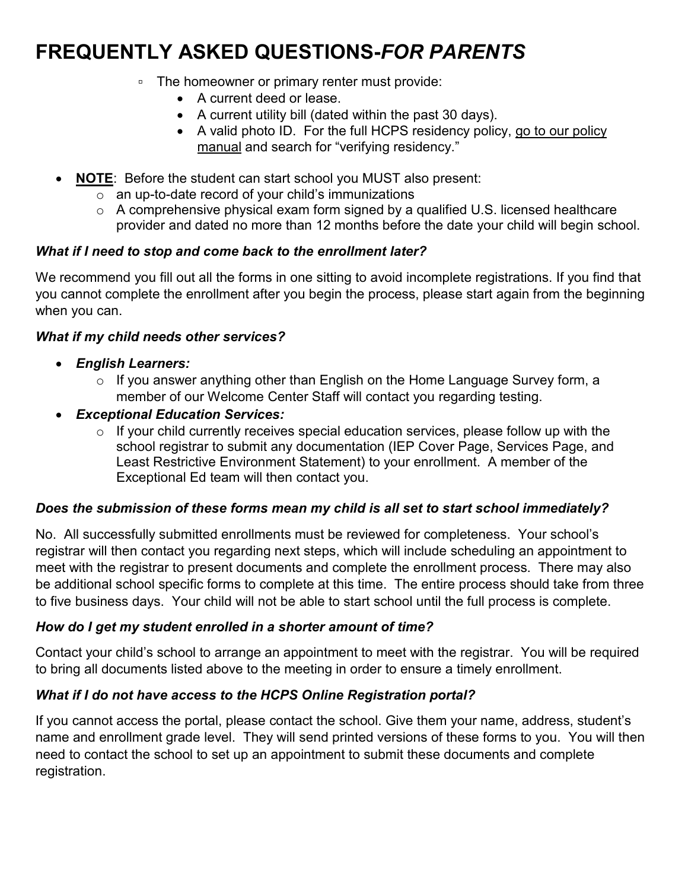# FREQUENTLY ASKED QUESTIONS-*FOR PARENTS*

- The homeowner or primary renter must provide:
  - A current deed or lease.
  - A current utility bill (dated within the past 30 days).
  - A valid photo ID. For the full HCPS residency policy, go to our policy manual and search for "verifying residency."

- **NOTE**: Before the student can start school you MUST also present:
  - an up-to-date record of your child's immunizations
  - A comprehensive physical exam form signed by a qualified U.S. licensed healthcare provider and dated no more than 12 months before the date your child will begin school.

### *What if I need to stop and come back to the enrollment later?*

We recommend you fill out all the forms in one sitting to avoid incomplete registrations. If you find that you cannot complete the enrollment after you begin the process, please start again from the beginning when you can.

### *What if my child needs other services?*

- ***English Learners:***
  - If you answer anything other than English on the Home Language Survey form, a member of our Welcome Center Staff will contact you regarding testing.
- ***Exceptional Education Services:***
  - If your child currently receives special education services, please follow up with the school registrar to submit any documentation (IEP Cover Page, Services Page, and Least Restrictive Environment Statement) to your enrollment. A member of the Exceptional Ed team will then contact you.

### *Does the submission of these forms mean my child is all set to start school immediately?*

No. All successfully submitted enrollments must be reviewed for completeness. Your school's registrar will then contact you regarding next steps, which will include scheduling an appointment to meet with the registrar to present documents and complete the enrollment process. There may also be additional school specific forms to complete at this time. The entire process should take from three to five business days. Your child will not be able to start school until the full process is complete.

### *How do I get my student enrolled in a shorter amount of time?*

Contact your child's school to arrange an appointment to meet with the registrar. You will be required to bring all documents listed above to the meeting in order to ensure a timely enrollment.

### *What if I do not have access to the HCPS Online Registration portal?*

If you cannot access the portal, please contact the school. Give them your name, address, student's name and enrollment grade level. They will send printed versions of these forms to you. You will then need to contact the school to set up an appointment to submit these documents and complete registration.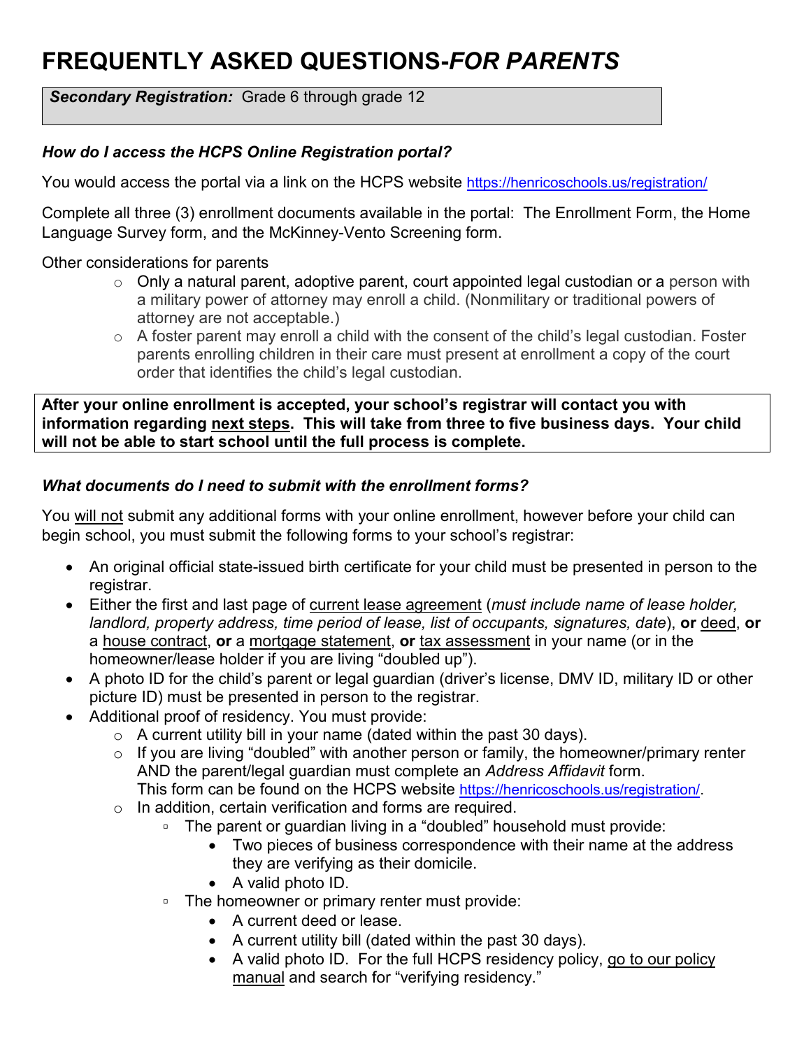# FREQUENTLY ASKED QUESTIONS-*FOR PARENTS*

***Secondary Registration:*** Grade 6 through grade 12

### *How do I access the HCPS Online Registration portal?*

You would access the portal via a link on the HCPS website https://henricoschools.us/registration/

Complete all three (3) enrollment documents available in the portal: The Enrollment Form, the Home Language Survey form, and the McKinney-Vento Screening form.

Other considerations for parents

- Only a natural parent, adoptive parent, court appointed legal custodian or a person with a military power of attorney may enroll a child. (Nonmilitary or traditional powers of attorney are not acceptable.)
- A foster parent may enroll a child with the consent of the child's legal custodian. Foster parents enrolling children in their care must present at enrollment a copy of the court order that identifies the child's legal custodian.

**After your online enrollment is accepted, your school's registrar will contact you with information regarding <u>next steps</u>. This will take from three to five business days. Your child will not be able to start school until the full process is complete.**

### *What documents do I need to submit with the enrollment forms?*

You <u>will not</u> submit any additional forms with your online enrollment, however before your child can begin school, you must submit the following forms to your school's registrar:

- An original official state-issued birth certificate for your child must be presented in person to the registrar.
- Either the first and last page of <u>current lease agreement</u> (*must include name of lease holder, landlord, property address, time period of lease, list of occupants, signatures, date*), **or** <u>deed</u>, **or** a <u>house contract</u>, **or** a <u>mortgage statement</u>, **or** <u>tax assessment</u> in your name (or in the homeowner/lease holder if you are living "doubled up").
- A photo ID for the child's parent or legal guardian (driver's license, DMV ID, military ID or other picture ID) must be presented in person to the registrar.
- Additional proof of residency. You must provide:
  - A current utility bill in your name (dated within the past 30 days).
  - If you are living "doubled" with another person or family, the homeowner/primary renter AND the parent/legal guardian must complete an *Address Affidavit* form. This form can be found on the HCPS website https://henricoschools.us/registration/.
  - In addition, certain verification and forms are required.
    - The parent or guardian living in a "doubled" household must provide:
      - Two pieces of business correspondence with their name at the address they are verifying as their domicile.
      - A valid photo ID.
    - The homeowner or primary renter must provide:
      - A current deed or lease.
      - A current utility bill (dated within the past 30 days).
      - A valid photo ID. For the full HCPS residency policy, <u>go to our policy manual</u> and search for "verifying residency."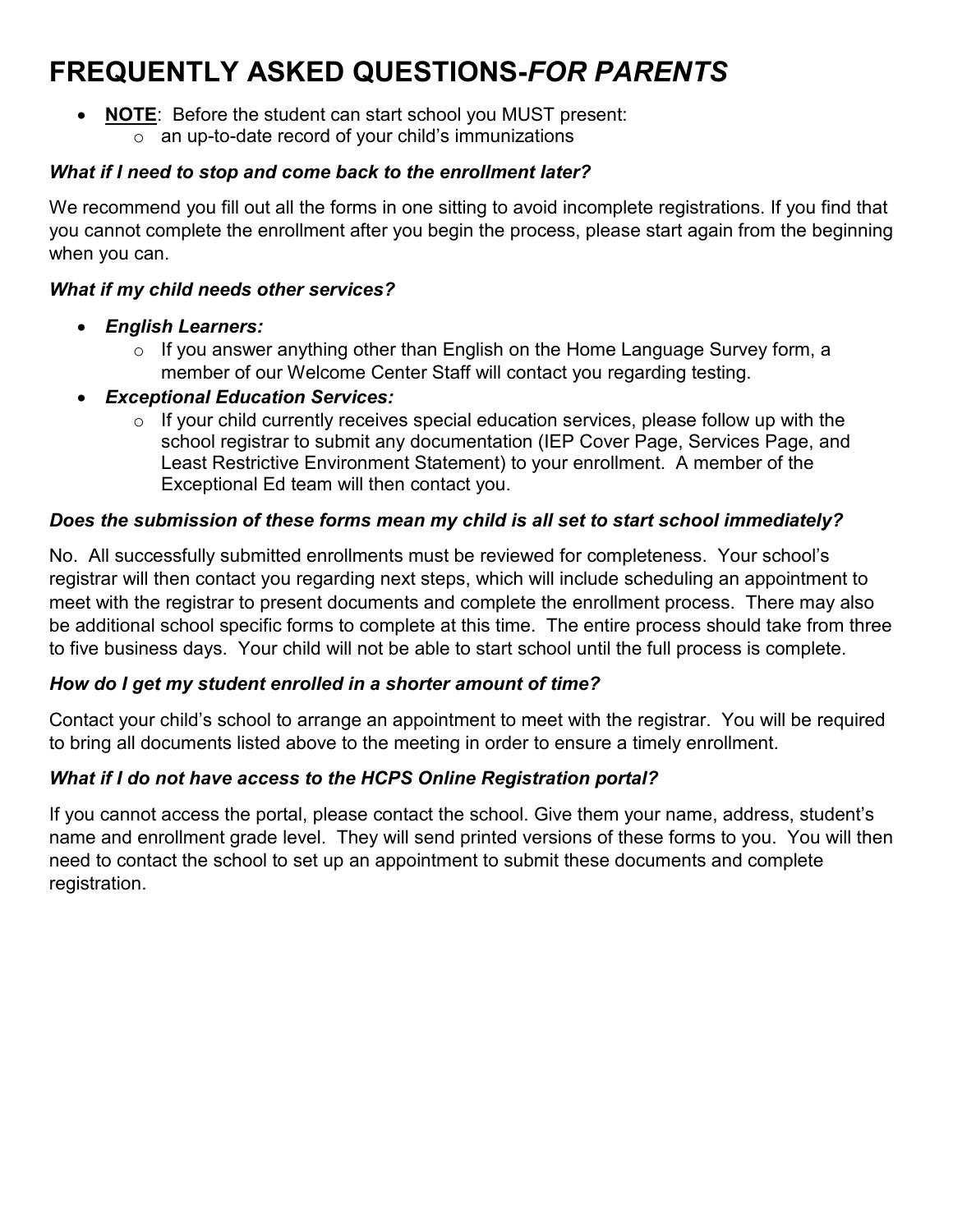# FREQUENTLY ASKED QUESTIONS-*FOR PARENTS*

- **NOTE**: Before the student can start school you MUST present:
  - an up-to-date record of your child's immunizations

### *What if I need to stop and come back to the enrollment later?*

We recommend you fill out all the forms in one sitting to avoid incomplete registrations. If you find that you cannot complete the enrollment after you begin the process, please start again from the beginning when you can.

### *What if my child needs other services?*

- ***English Learners:***
  - If you answer anything other than English on the Home Language Survey form, a member of our Welcome Center Staff will contact you regarding testing.
- ***Exceptional Education Services:***
  - If your child currently receives special education services, please follow up with the school registrar to submit any documentation (IEP Cover Page, Services Page, and Least Restrictive Environment Statement) to your enrollment. A member of the Exceptional Ed team will then contact you.

### *Does the submission of these forms mean my child is all set to start school immediately?*

No. All successfully submitted enrollments must be reviewed for completeness. Your school's registrar will then contact you regarding next steps, which will include scheduling an appointment to meet with the registrar to present documents and complete the enrollment process. There may also be additional school specific forms to complete at this time. The entire process should take from three to five business days. Your child will not be able to start school until the full process is complete.

### *How do I get my student enrolled in a shorter amount of time?*

Contact your child's school to arrange an appointment to meet with the registrar. You will be required to bring all documents listed above to the meeting in order to ensure a timely enrollment.

### *What if I do not have access to the HCPS Online Registration portal?*

If you cannot access the portal, please contact the school. Give them your name, address, student's name and enrollment grade level. They will send printed versions of these forms to you. You will then need to contact the school to set up an appointment to submit these documents and complete registration.